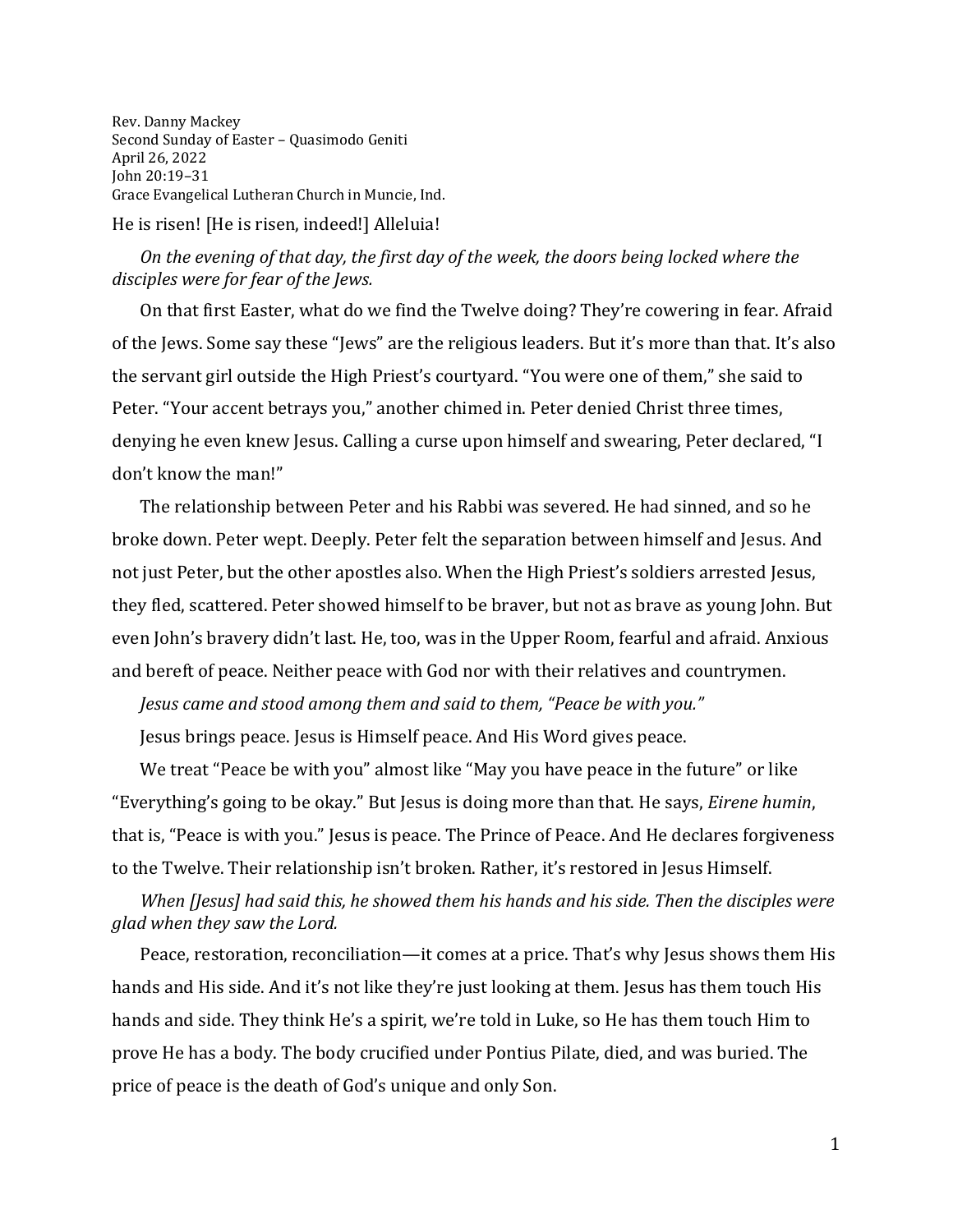Rev. Danny Mackey
Second Sunday of Easter – Quasimodo Geniti
April 26, 2022
John 20:19–31
Grace Evangelical Lutheran Church in Muncie, Ind.

He is risen! [He is risen, indeed!] Alleluia!

*On the evening of that day, the first day of the week, the doors being locked where the disciples were for fear of the Jews.*

On that first Easter, what do we find the Twelve doing? They're cowering in fear. Afraid of the Jews. Some say these "Jews" are the religious leaders. But it's more than that. It's also the servant girl outside the High Priest's courtyard. "You were one of them," she said to Peter. "Your accent betrays you," another chimed in. Peter denied Christ three times, denying he even knew Jesus. Calling a curse upon himself and swearing, Peter declared, "I don't know the man!"

The relationship between Peter and his Rabbi was severed. He had sinned, and so he broke down. Peter wept. Deeply. Peter felt the separation between himself and Jesus. And not just Peter, but the other apostles also. When the High Priest's soldiers arrested Jesus, they fled, scattered. Peter showed himself to be braver, but not as brave as young John. But even John's bravery didn't last. He, too, was in the Upper Room, fearful and afraid. Anxious and bereft of peace. Neither peace with God nor with their relatives and countrymen.

*Jesus came and stood among them and said to them, "Peace be with you."*

Jesus brings peace. Jesus is Himself peace. And His Word gives peace.

We treat "Peace be with you" almost like "May you have peace in the future" or like "Everything's going to be okay." But Jesus is doing more than that. He says, *Eirene humin*, that is, "Peace is with you." Jesus is peace. The Prince of Peace. And He declares forgiveness to the Twelve. Their relationship isn't broken. Rather, it's restored in Jesus Himself.

*When [Jesus] had said this, he showed them his hands and his side. Then the disciples were glad when they saw the Lord.*

Peace, restoration, reconciliation—it comes at a price. That's why Jesus shows them His hands and His side. And it's not like they're just looking at them. Jesus has them touch His hands and side. They think He's a spirit, we're told in Luke, so He has them touch Him to prove He has a body. The body crucified under Pontius Pilate, died, and was buried. The price of peace is the death of God's unique and only Son.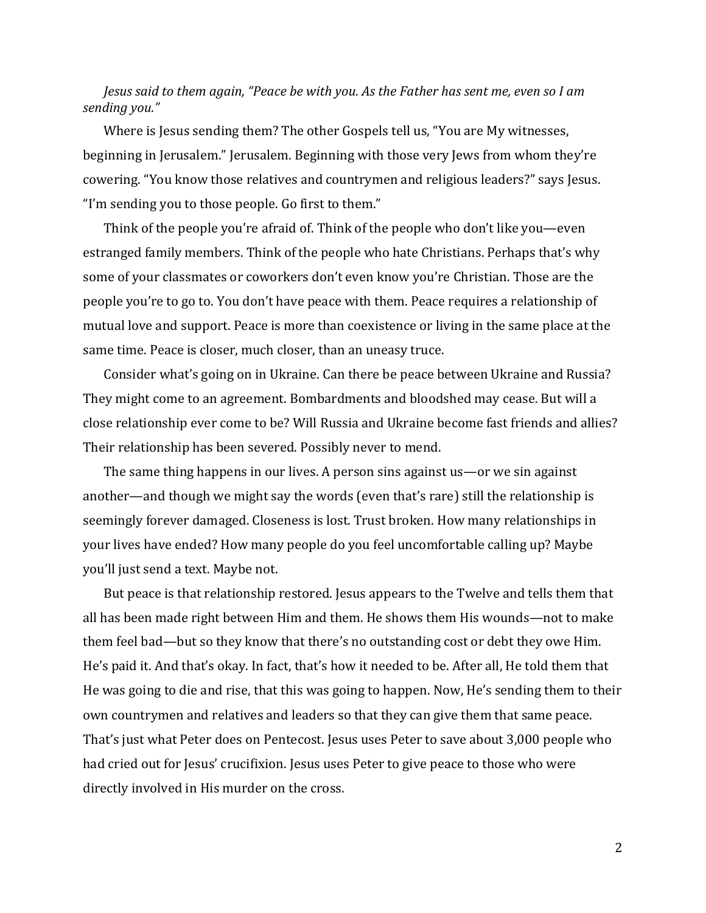*Jesus said to them again, "Peace be with you. As the Father has sent me, even so I am sending you."*

Where is Jesus sending them? The other Gospels tell us, "You are My witnesses, beginning in Jerusalem." Jerusalem. Beginning with those very Jews from whom they're cowering. "You know those relatives and countrymen and religious leaders?" says Jesus. "I'm sending you to those people. Go first to them."

Think of the people you're afraid of. Think of the people who don't like you—even estranged family members. Think of the people who hate Christians. Perhaps that's why some of your classmates or coworkers don't even know you're Christian. Those are the people you're to go to. You don't have peace with them. Peace requires a relationship of mutual love and support. Peace is more than coexistence or living in the same place at the same time. Peace is closer, much closer, than an uneasy truce.

Consider what's going on in Ukraine. Can there be peace between Ukraine and Russia? They might come to an agreement. Bombardments and bloodshed may cease. But will a close relationship ever come to be? Will Russia and Ukraine become fast friends and allies? Their relationship has been severed. Possibly never to mend.

The same thing happens in our lives. A person sins against us—or we sin against another—and though we might say the words (even that's rare) still the relationship is seemingly forever damaged. Closeness is lost. Trust broken. How many relationships in your lives have ended? How many people do you feel uncomfortable calling up? Maybe you'll just send a text. Maybe not.

But peace is that relationship restored. Jesus appears to the Twelve and tells them that all has been made right between Him and them. He shows them His wounds—not to make them feel bad—but so they know that there's no outstanding cost or debt they owe Him. He's paid it. And that's okay. In fact, that's how it needed to be. After all, He told them that He was going to die and rise, that this was going to happen. Now, He's sending them to their own countrymen and relatives and leaders so that they can give them that same peace. That's just what Peter does on Pentecost. Jesus uses Peter to save about 3,000 people who had cried out for Jesus' crucifixion. Jesus uses Peter to give peace to those who were directly involved in His murder on the cross.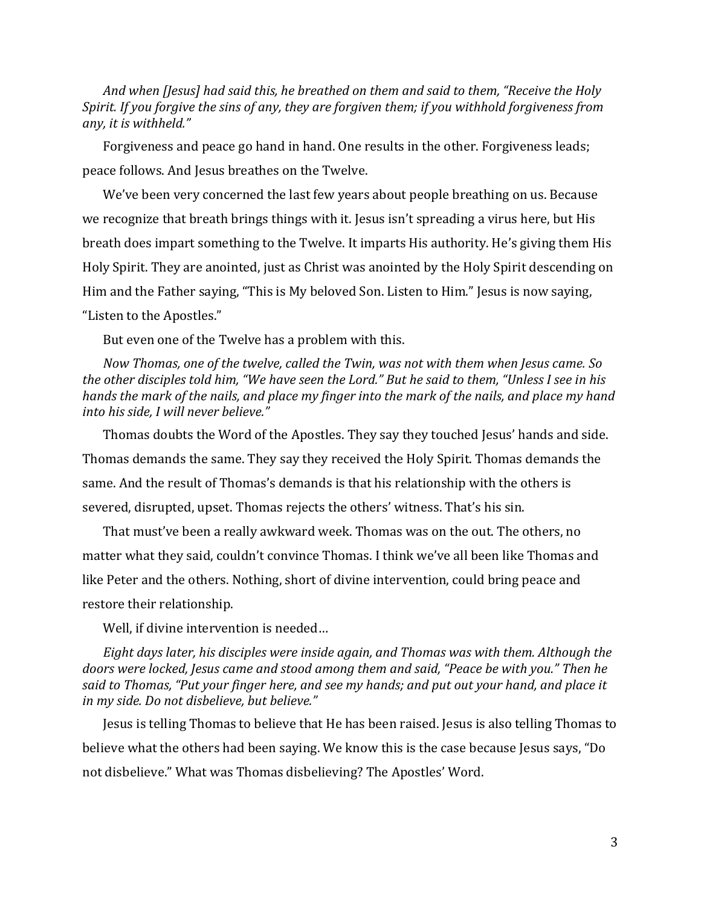*And when [Jesus] had said this, he breathed on them and said to them, "Receive the Holy Spirit. If you forgive the sins of any, they are forgiven them; if you withhold forgiveness from any, it is withheld."*

Forgiveness and peace go hand in hand. One results in the other. Forgiveness leads; peace follows. And Jesus breathes on the Twelve.

We've been very concerned the last few years about people breathing on us. Because we recognize that breath brings things with it. Jesus isn't spreading a virus here, but His breath does impart something to the Twelve. It imparts His authority. He's giving them His Holy Spirit. They are anointed, just as Christ was anointed by the Holy Spirit descending on Him and the Father saying, "This is My beloved Son. Listen to Him." Jesus is now saying, "Listen to the Apostles."

But even one of the Twelve has a problem with this.

*Now Thomas, one of the twelve, called the Twin, was not with them when Jesus came. So the other disciples told him, "We have seen the Lord." But he said to them, "Unless I see in his hands the mark of the nails, and place my finger into the mark of the nails, and place my hand into his side, I will never believe."*

Thomas doubts the Word of the Apostles. They say they touched Jesus' hands and side. Thomas demands the same. They say they received the Holy Spirit. Thomas demands the same. And the result of Thomas's demands is that his relationship with the others is severed, disrupted, upset. Thomas rejects the others' witness. That's his sin.

That must've been a really awkward week. Thomas was on the out. The others, no matter what they said, couldn't convince Thomas. I think we've all been like Thomas and like Peter and the others. Nothing, short of divine intervention, could bring peace and restore their relationship.

Well, if divine intervention is needed…

*Eight days later, his disciples were inside again, and Thomas was with them. Although the doors were locked, Jesus came and stood among them and said, "Peace be with you." Then he said to Thomas, "Put your finger here, and see my hands; and put out your hand, and place it in my side. Do not disbelieve, but believe."*

Jesus is telling Thomas to believe that He has been raised. Jesus is also telling Thomas to believe what the others had been saying. We know this is the case because Jesus says, "Do not disbelieve." What was Thomas disbelieving? The Apostles' Word.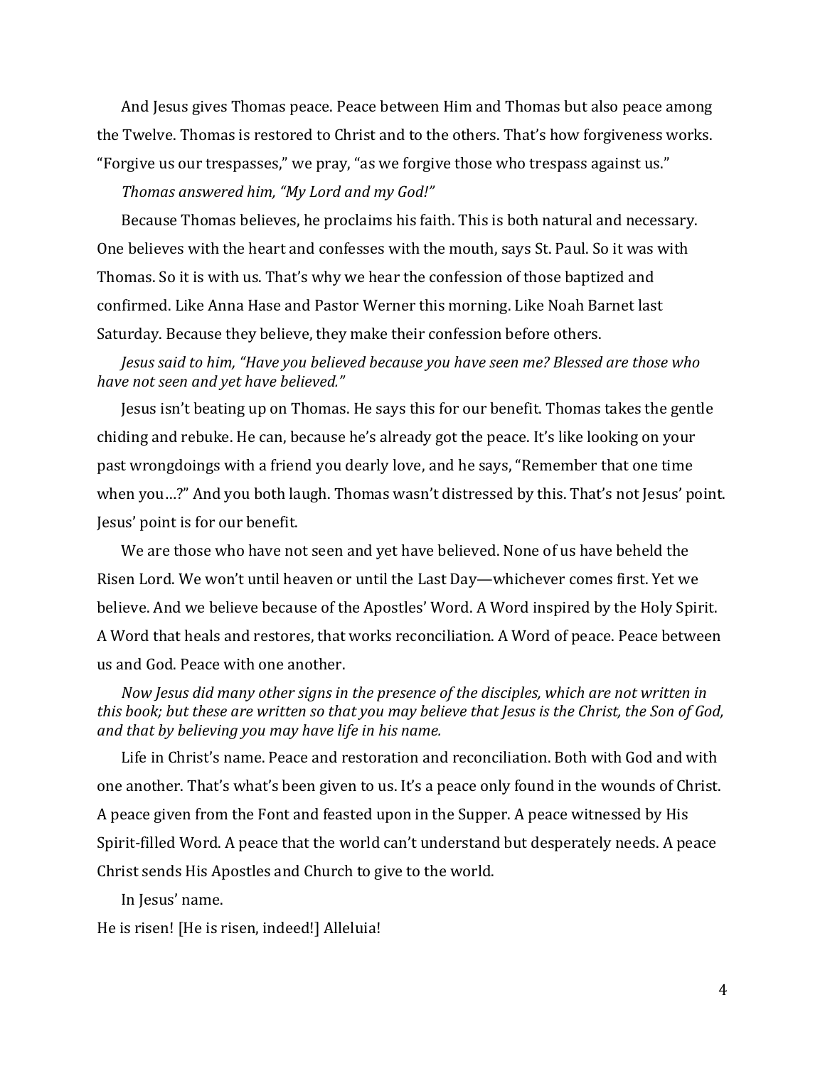And Jesus gives Thomas peace. Peace between Him and Thomas but also peace among the Twelve. Thomas is restored to Christ and to the others. That's how forgiveness works. "Forgive us our trespasses," we pray, "as we forgive those who trespass against us."

*Thomas answered him, "My Lord and my God!"*

Because Thomas believes, he proclaims his faith. This is both natural and necessary. One believes with the heart and confesses with the mouth, says St. Paul. So it was with Thomas. So it is with us. That's why we hear the confession of those baptized and confirmed. Like Anna Hase and Pastor Werner this morning. Like Noah Barnet last Saturday. Because they believe, they make their confession before others.

*Jesus said to him, "Have you believed because you have seen me? Blessed are those who have not seen and yet have believed."*

Jesus isn't beating up on Thomas. He says this for our benefit. Thomas takes the gentle chiding and rebuke. He can, because he's already got the peace. It's like looking on your past wrongdoings with a friend you dearly love, and he says, "Remember that one time when you…?" And you both laugh. Thomas wasn't distressed by this. That's not Jesus' point. Jesus' point is for our benefit.

We are those who have not seen and yet have believed. None of us have beheld the Risen Lord. We won't until heaven or until the Last Day—whichever comes first. Yet we believe. And we believe because of the Apostles' Word. A Word inspired by the Holy Spirit. A Word that heals and restores, that works reconciliation. A Word of peace. Peace between us and God. Peace with one another.

*Now Jesus did many other signs in the presence of the disciples, which are not written in this book; but these are written so that you may believe that Jesus is the Christ, the Son of God, and that by believing you may have life in his name.*

Life in Christ's name. Peace and restoration and reconciliation. Both with God and with one another. That's what's been given to us. It's a peace only found in the wounds of Christ. A peace given from the Font and feasted upon in the Supper. A peace witnessed by His Spirit-filled Word. A peace that the world can't understand but desperately needs. A peace Christ sends His Apostles and Church to give to the world.

In Jesus' name.

He is risen! [He is risen, indeed!] Alleluia!